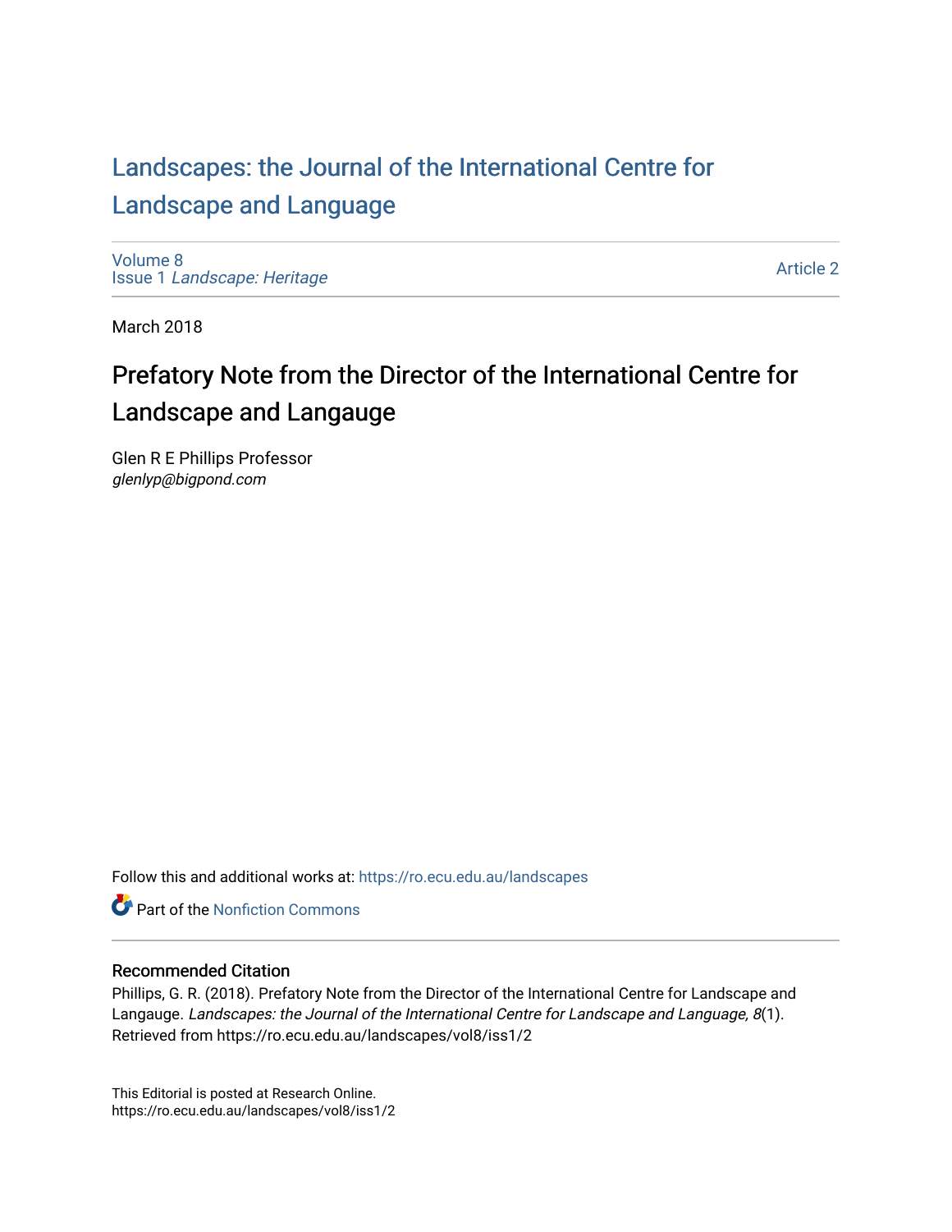# Landscapes: the Journal of the International Centre for Landscape and Language

Volume 8
Issue 1 *Landscape: Heritage*

Article 2

March 2018

## Prefatory Note from the Director of the International Centre for Landscape and Langauge

Glen R E Phillips Professor
*glenlyp@bigpond.com*

Follow this and additional works at: https://ro.ecu.edu.au/landscapes

Part of the Nonfiction Commons

### Recommended Citation

Phillips, G. R. (2018). Prefatory Note from the Director of the International Centre for Landscape and Langauge. *Landscapes: the Journal of the International Centre for Landscape and Language, 8*(1). Retrieved from https://ro.ecu.edu.au/landscapes/vol8/iss1/2

This Editorial is posted at Research Online.
https://ro.ecu.edu.au/landscapes/vol8/iss1/2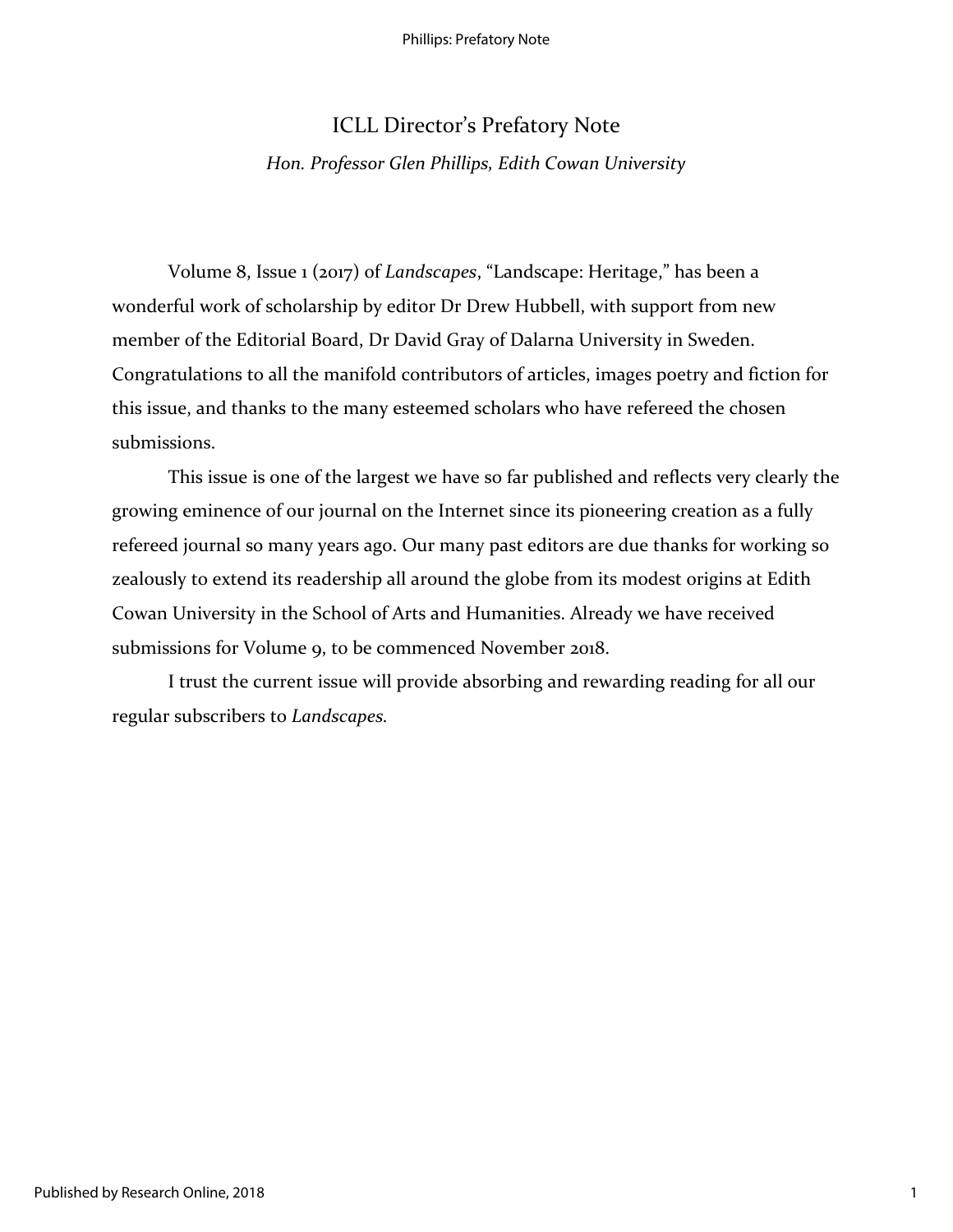# ICLL Director's Prefatory Note

*Hon. Professor Glen Phillips, Edith Cowan University*

Volume 8, Issue 1 (2017) of *Landscapes*, "Landscape: Heritage," has been a wonderful work of scholarship by editor Dr Drew Hubbell, with support from new member of the Editorial Board, Dr David Gray of Dalarna University in Sweden. Congratulations to all the manifold contributors of articles, images poetry and fiction for this issue, and thanks to the many esteemed scholars who have refereed the chosen submissions.

This issue is one of the largest we have so far published and reflects very clearly the growing eminence of our journal on the Internet since its pioneering creation as a fully refereed journal so many years ago. Our many past editors are due thanks for working so zealously to extend its readership all around the globe from its modest origins at Edith Cowan University in the School of Arts and Humanities. Already we have received submissions for Volume 9, to be commenced November 2018.

I trust the current issue will provide absorbing and rewarding reading for all our regular subscribers to *Landscapes*.